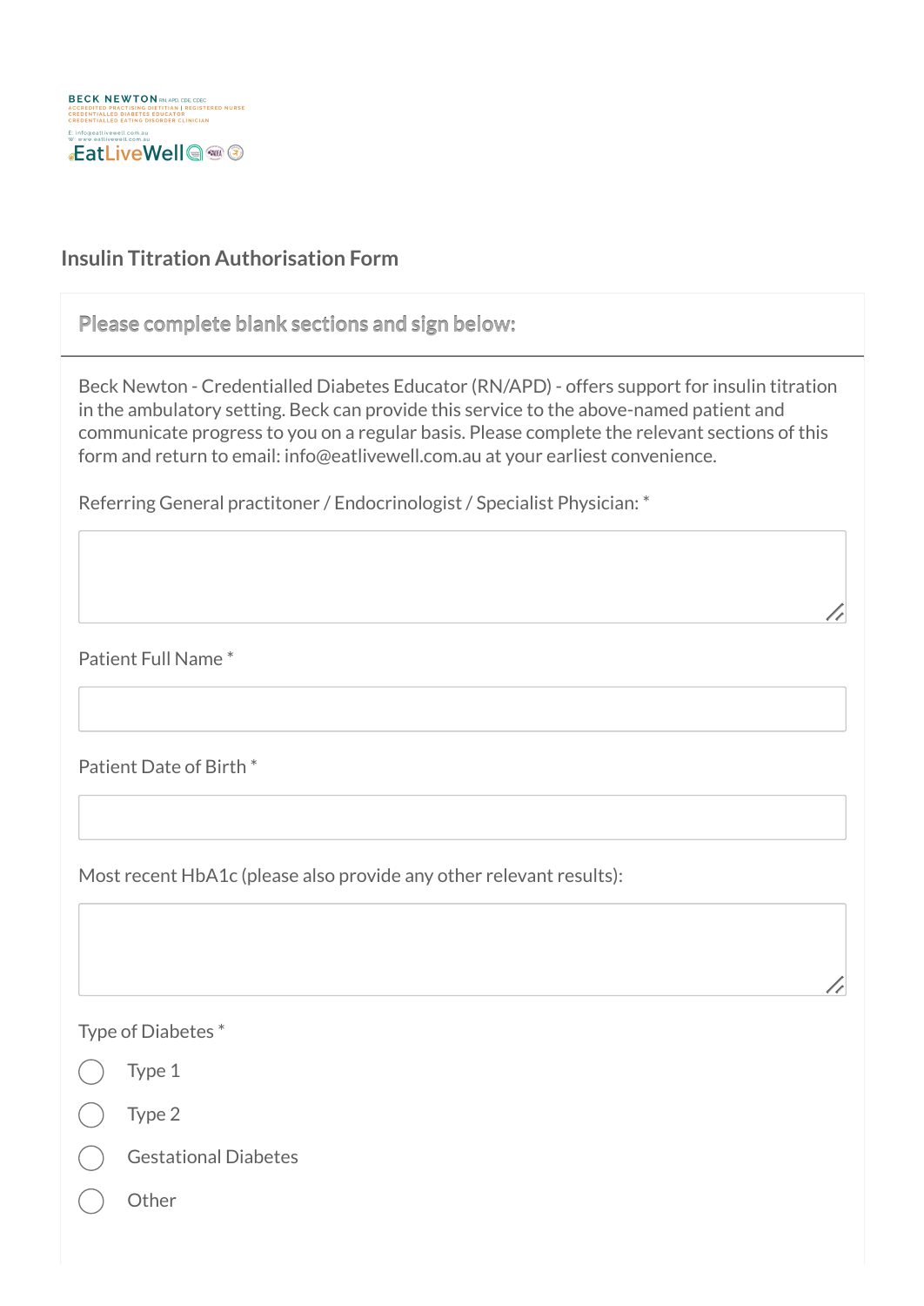BECK NEWTON RN, APD, CDE, CDEC
ACCREDITED PRACTISING DIETITIAN | REGISTERED NURSE
CREDENTIALLED DIABETES EDUCATOR
CREDENTIALLED EATING DISORDER CLINICIAN

E: info@eatlivewell.com.au
W: www.eatlivewell.com.au

EatLiveWell

## Insulin Titration Authorisation Form

### Please complete blank sections and sign below:

Beck Newton - Credentialled Diabetes Educator (RN/APD) - offers support for insulin titration in the ambulatory setting. Beck can provide this service to the above-named patient and communicate progress to you on a regular basis. Please complete the relevant sections of this form and return to email: info@eatlivewell.com.au at your earliest convenience.

Referring General practitoner / Endocrinologist / Specialist Physician: *

&nbsp;

Patient Full Name *

&nbsp;

Patient Date of Birth *

&nbsp;

Most recent HbA1c (please also provide any other relevant results):

&nbsp;

Type of Diabetes *

- ◯ Type 1
- ◯ Type 2
- ◯ Gestational Diabetes
- ◯ Other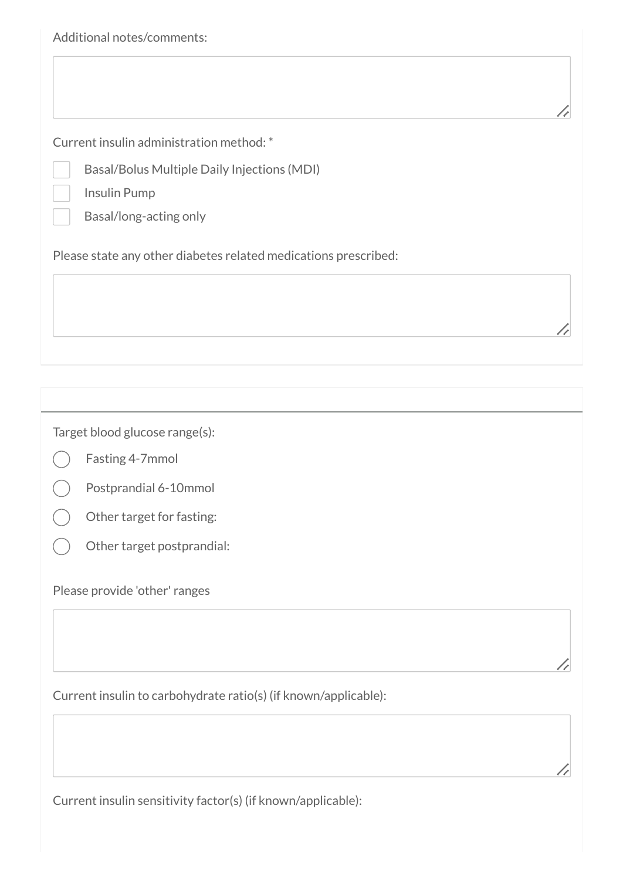Additional notes/comments:

Current insulin administration method: *

- [ ] Basal/Bolus Multiple Daily Injections (MDI)
- [ ] Insulin Pump
- [ ] Basal/long-acting only

Please state any other diabetes related medications prescribed:

---

Target blood glucose range(s):

- ○ Fasting 4-7mmol
- ○ Postprandial 6-10mmol
- ○ Other target for fasting:
- ○ Other target postprandial:

Please provide 'other' ranges

Current insulin to carbohydrate ratio(s) (if known/applicable):

Current insulin sensitivity factor(s) (if known/applicable):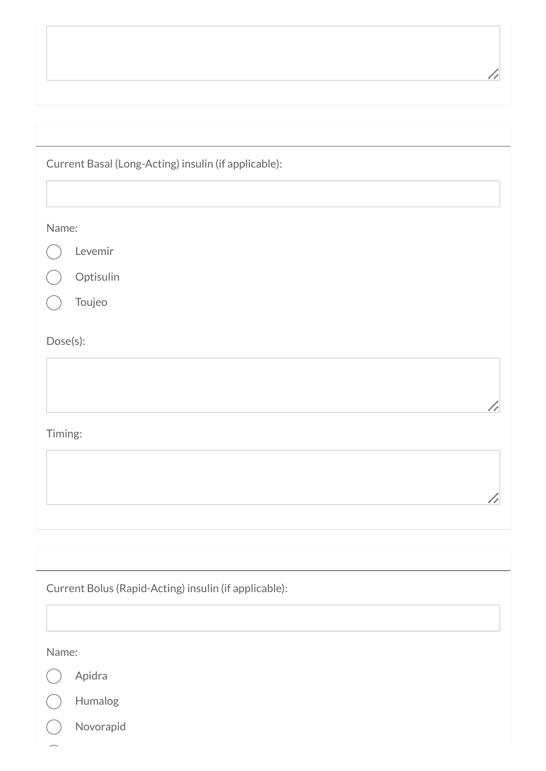Current Basal (Long-Acting) insulin (if applicable):

Name:

- ○ Levemir
- ○ Optisulin
- ○ Toujeo

Dose(s):

Timing:

Current Bolus (Rapid-Acting) insulin (if applicable):

Name:

- ○ Apidra
- ○ Humalog
- ○ Novorapid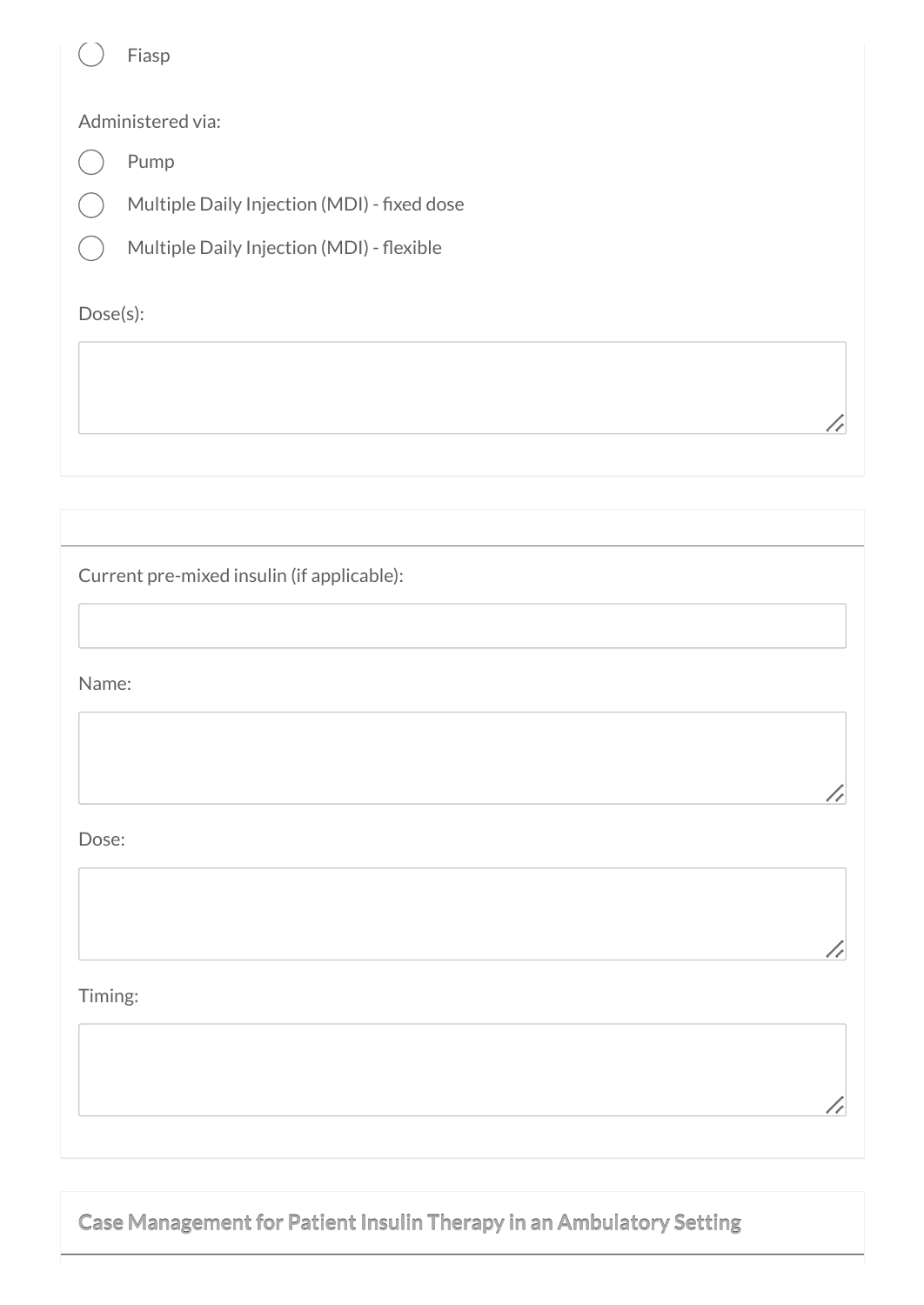- ( ) Fiasp

Administered via:

- ( ) Pump
- ( ) Multiple Daily Injection (MDI) - fixed dose
- ( ) Multiple Daily Injection (MDI) - flexible

Dose(s):

____________________

Current pre-mixed insulin (if applicable):

____________________

Name:

____________________

Dose:

____________________

Timing:

____________________

## Case Management for Patient Insulin Therapy in an Ambulatory Setting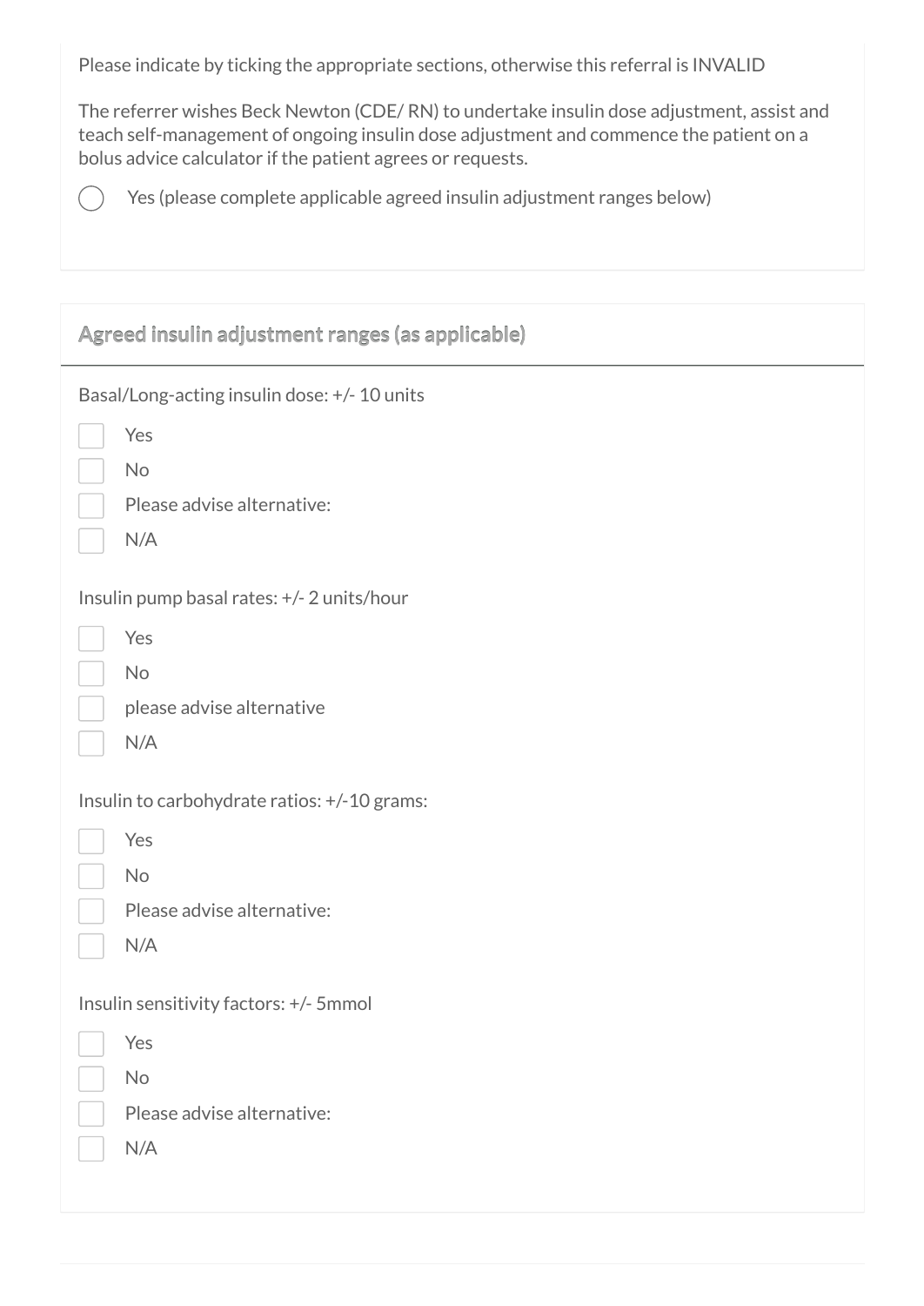Please indicate by ticking the appropriate sections, otherwise this referral is INVALID

The referrer wishes Beck Newton (CDE/ RN) to undertake insulin dose adjustment, assist and teach self-management of ongoing insulin dose adjustment and commence the patient on a bolus advice calculator if the patient agrees or requests.

- ○ Yes (please complete applicable agreed insulin adjustment ranges below)

## Agreed insulin adjustment ranges (as applicable)

Basal/Long-acting insulin dose: +/- 10 units

- ☐ Yes
- ☐ No
- ☐ Please advise alternative:
- ☐ N/A

Insulin pump basal rates: +/- 2 units/hour

- ☐ Yes
- ☐ No
- ☐ please advise alternative
- ☐ N/A

Insulin to carbohydrate ratios: +/-10 grams:

- ☐ Yes
- ☐ No
- ☐ Please advise alternative:
- ☐ N/A

Insulin sensitivity factors: +/- 5mmol

- ☐ Yes
- ☐ No
- ☐ Please advise alternative:
- ☐ N/A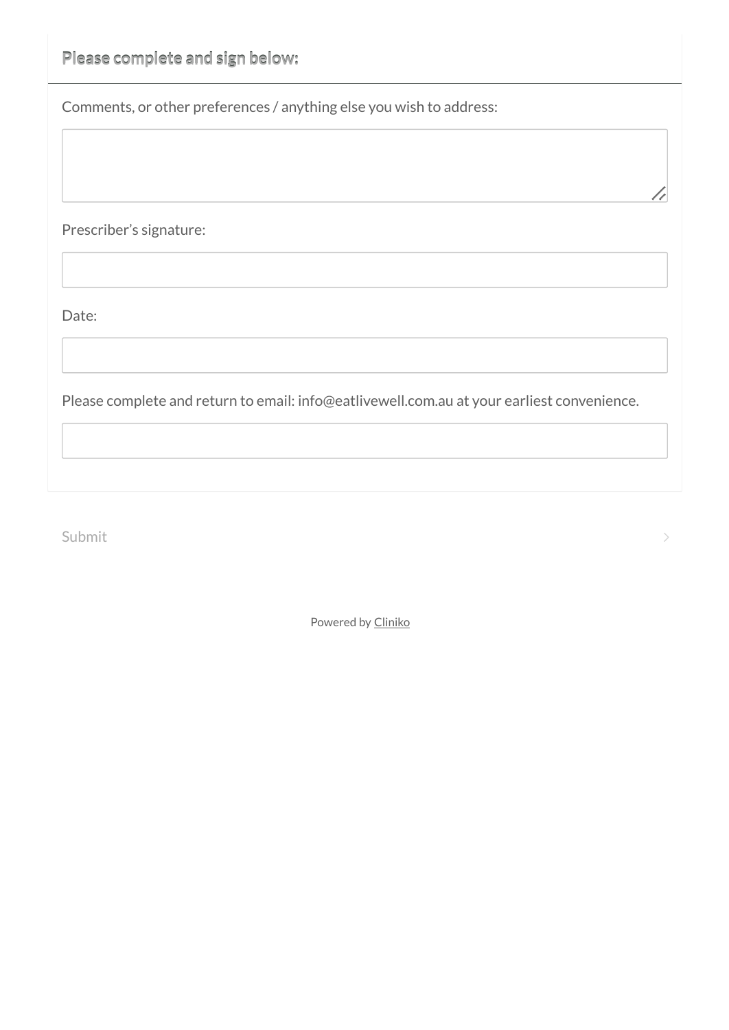## Please complete and sign below:

Comments, or other preferences / anything else you wish to address:

Prescriber's signature:

Date:

Please complete and return to email: info@eatlivewell.com.au at your earliest convenience.

Submit

Powered by Cliniko